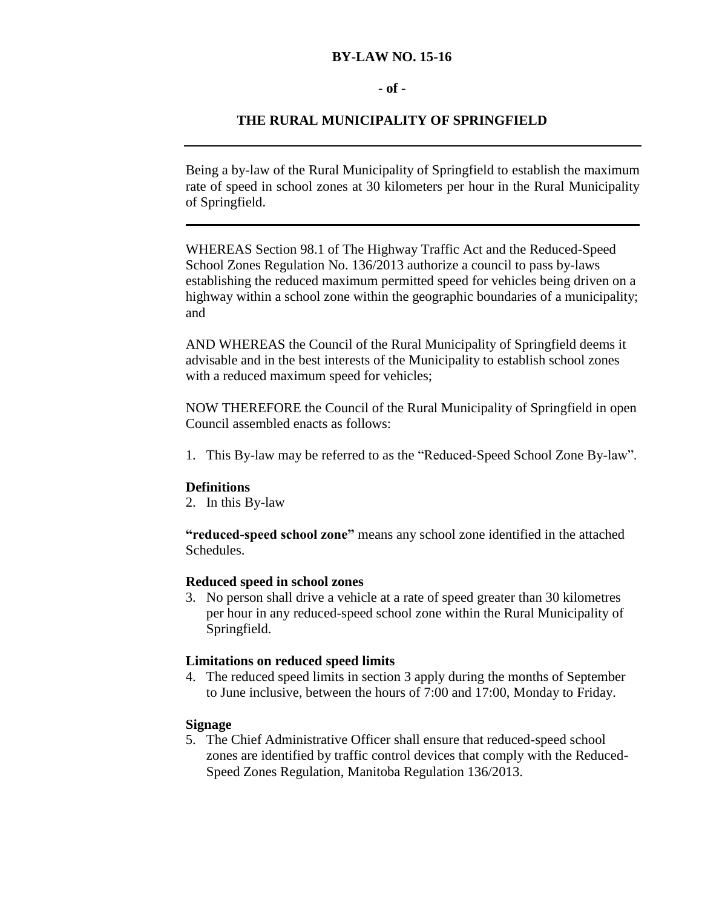# BY-LAW NO. 15-16

**- of -**

## THE RURAL MUNICIPALITY OF SPRINGFIELD

---

Being a by-law of the Rural Municipality of Springfield to establish the maximum rate of speed in school zones at 30 kilometers per hour in the Rural Municipality of Springfield.

---

WHEREAS Section 98.1 of The Highway Traffic Act and the Reduced-Speed School Zones Regulation No. 136/2013 authorize a council to pass by-laws establishing the reduced maximum permitted speed for vehicles being driven on a highway within a school zone within the geographic boundaries of a municipality; and

AND WHEREAS the Council of the Rural Municipality of Springfield deems it advisable and in the best interests of the Municipality to establish school zones with a reduced maximum speed for vehicles;

NOW THEREFORE the Council of the Rural Municipality of Springfield in open Council assembled enacts as follows:

1. This By-law may be referred to as the “Reduced-Speed School Zone By-law”.

**Definitions**

2. In this By-law

**“reduced-speed school zone”** means any school zone identified in the attached Schedules.

**Reduced speed in school zones**

3. No person shall drive a vehicle at a rate of speed greater than 30 kilometres per hour in any reduced-speed school zone within the Rural Municipality of Springfield.

**Limitations on reduced speed limits**

4. The reduced speed limits in section 3 apply during the months of September to June inclusive, between the hours of 7:00 and 17:00, Monday to Friday.

**Signage**

5. The Chief Administrative Officer shall ensure that reduced-speed school zones are identified by traffic control devices that comply with the Reduced-Speed Zones Regulation, Manitoba Regulation 136/2013.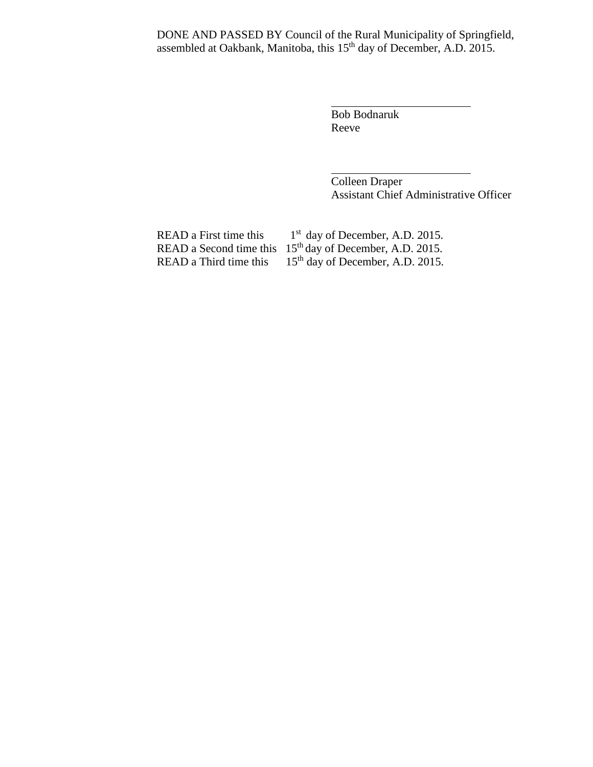DONE AND PASSED BY Council of the Rural Municipality of Springfield, assembled at Oakbank, Manitoba, this 15th day of December, A.D. 2015.

\_\_\_\_\_\_\_\_\_\_\_\_\_\_\_\_\_\_\_\_\_\_\_\_\_

Bob Bodnaruk
Reeve

\_\_\_\_\_\_\_\_\_\_\_\_\_\_\_\_\_\_\_\_\_\_\_\_\_

Colleen Draper
Assistant Chief Administrative Officer

READ a First time this 1st day of December, A.D. 2015.
READ a Second time this 15th day of December, A.D. 2015.
READ a Third time this 15th day of December, A.D. 2015.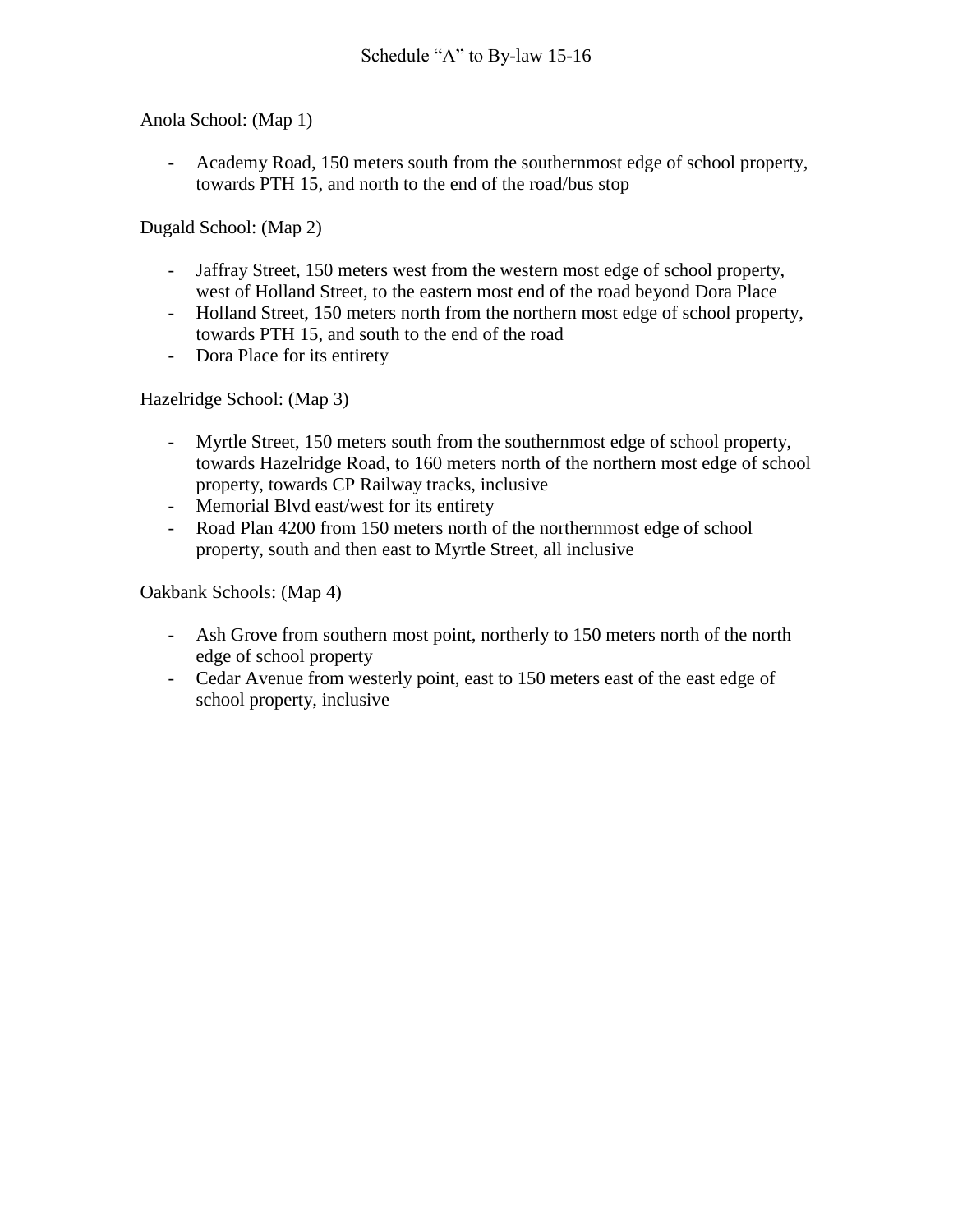# Schedule "A" to By-law 15-16

Anola School: (Map 1)

- Academy Road, 150 meters south from the southernmost edge of school property, towards PTH 15, and north to the end of the road/bus stop

Dugald School: (Map 2)

- Jaffray Street, 150 meters west from the western most edge of school property, west of Holland Street, to the eastern most end of the road beyond Dora Place
- Holland Street, 150 meters north from the northern most edge of school property, towards PTH 15, and south to the end of the road
- Dora Place for its entirety

Hazelridge School: (Map 3)

- Myrtle Street, 150 meters south from the southernmost edge of school property, towards Hazelridge Road, to 160 meters north of the northern most edge of school property, towards CP Railway tracks, inclusive
- Memorial Blvd east/west for its entirety
- Road Plan 4200 from 150 meters north of the northernmost edge of school property, south and then east to Myrtle Street, all inclusive

Oakbank Schools: (Map 4)

- Ash Grove from southern most point, northerly to 150 meters north of the north edge of school property
- Cedar Avenue from westerly point, east to 150 meters east of the east edge of school property, inclusive